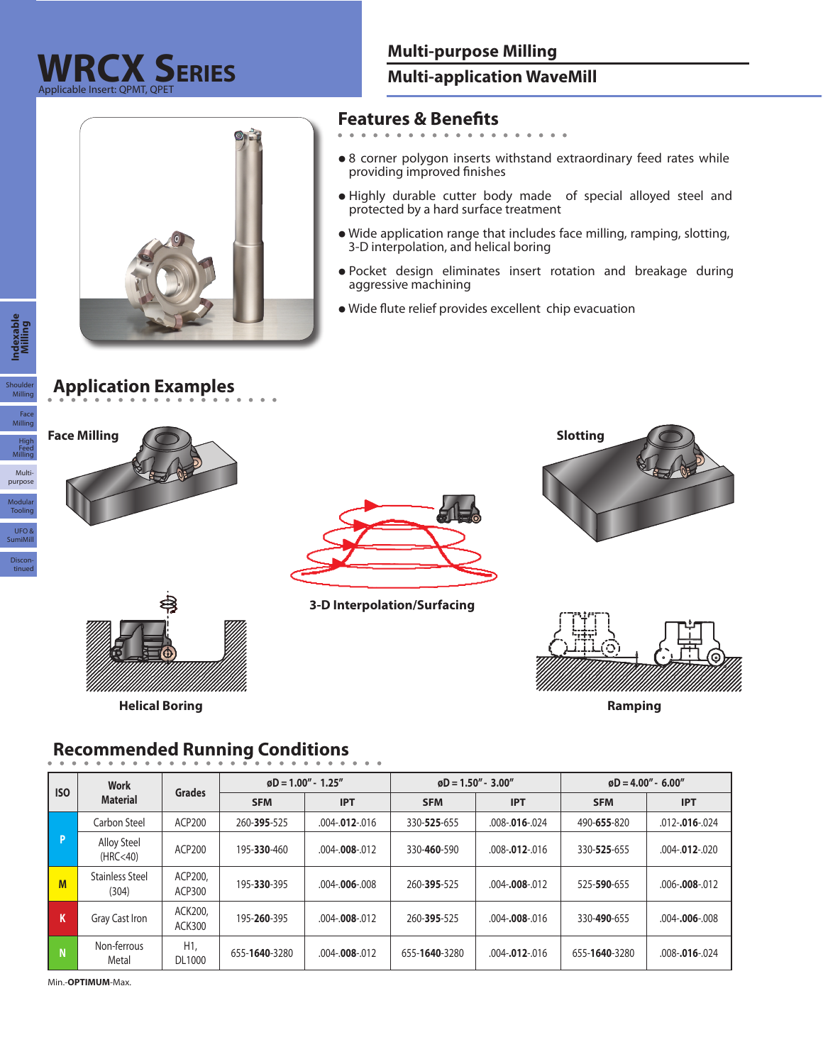# WRCX Series

Applicable Insert: QPMT, QPET

## Multi-purpose Milling

## Multi-application WaveMill

## Features & Benefits

- 8 corner polygon inserts withstand extraordinary feed rates while providing improved finishes
- Highly durable cutter body made of special alloyed steel and protected by a hard surface treatment
- Wide application range that includes face milling, ramping, slotting, 3-D interpolation, and helical boring
- Pocket design eliminates insert rotation and breakage during aggressive machining
- Wide flute relief provides excellent chip evacuation

## Application Examples

Face Milling

Slotting

3-D Interpolation/Surfacing

Helical Boring

Ramping

## Recommended Running Conditions

| ISO | Work Material | Grades | øD = 1.00" - 1.25" | | øD = 1.50" - 3.00" | | øD = 4.00" - 6.00" | |
|---|---|---|---|---|---|---|---|---|
| | | | SFM | IPT | SFM | IPT | SFM | IPT |
| P | Carbon Steel | ACP200 | 260-**395**-525 | .004-**.012**-.016 | 330-**525**-655 | .008-**.016**-.024 | 490-**655**-820 | .012-**.016**-.024 |
| P | Alloy Steel (HRC<40) | ACP200 | 195-**330**-460 | .004-**.008**-.012 | 330-**460**-590 | .008-**.012**-.016 | 330-**525**-655 | .004-**.012**-.020 |
| M | Stainless Steel (304) | ACP200, ACP300 | 195-**330**-395 | .004-**.006**-.008 | 260-**395**-525 | .004-**.008**-.012 | 525-**590**-655 | .006-**.008**-.012 |
| K | Gray Cast Iron | ACK200, ACK300 | 195-**260**-395 | .004-**.008**-.012 | 260-**395**-525 | .004-**.008**-.016 | 330-**490**-655 | .004-**.006**-.008 |
| N | Non-ferrous Metal | H1, DL1000 | 655-**1640**-3280 | .004-**.008**-.012 | 655-**1640**-3280 | .004-**.012**-.016 | 655-**1640**-3280 | .008-**.016**-.024 |

Min.-**OPTIMUM**-Max.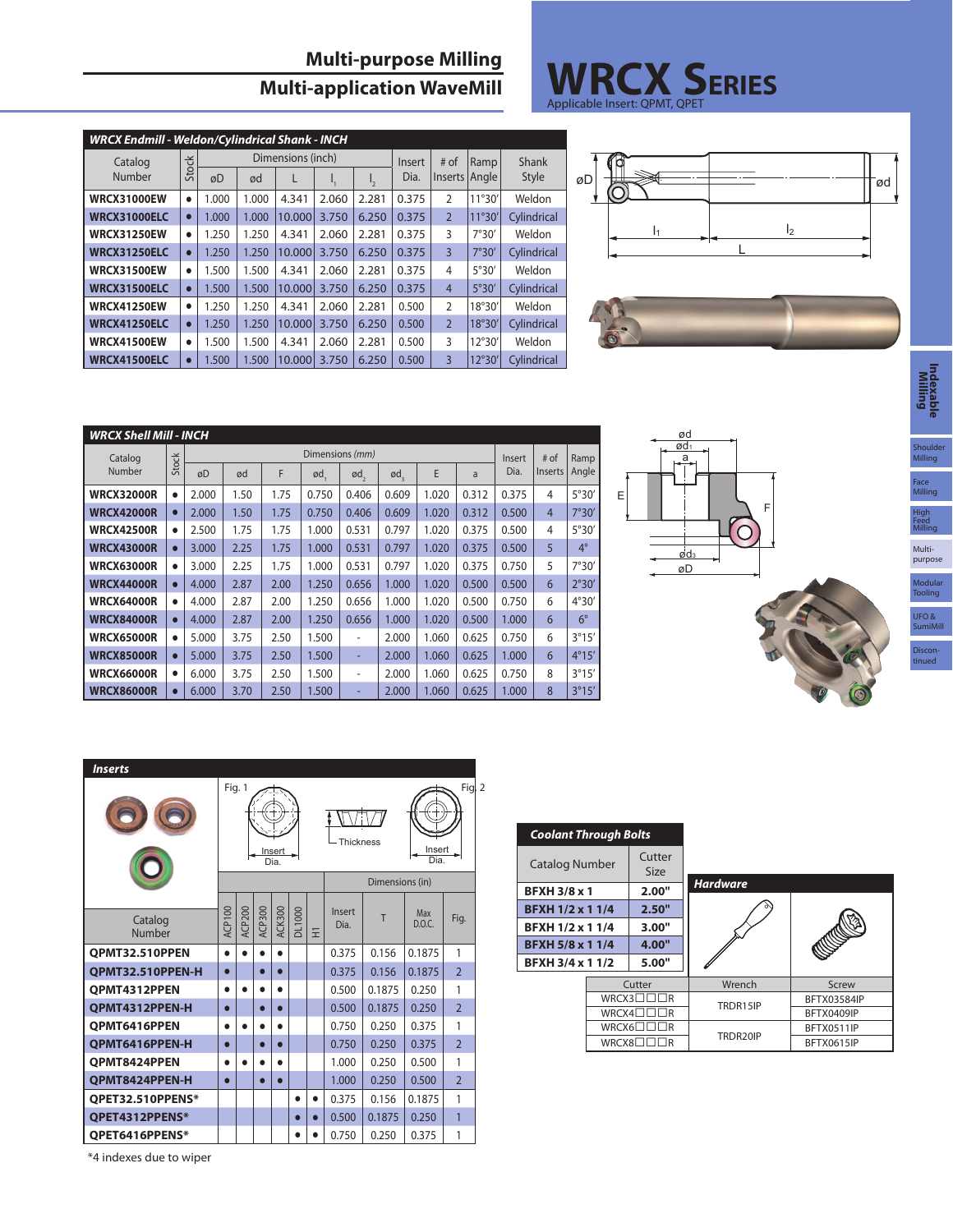## Multi-purpose Milling

## Multi-application WaveMill

# WRCX Series

Applicable Insert: QPMT, QPET

### WRCX Endmill - Weldon/Cylindrical Shank - INCH

| Catalog Number | Stock | Dimensions (inch) | | | | | Insert Dia. | # of Inserts | Ramp Angle | Shank Style |
|---|---|---|---|---|---|---|---|---|---|---|
| | | øD | ød | L | $l_1$ | $l_2$ | | | | |
| WRCX31000EW | ● | 1.000 | 1.000 | 4.341 | 2.060 | 2.281 | 0.375 | 2 | 11°30′ | Weldon |
| WRCX31000ELC | ● | 1.000 | 1.000 | 10.000 | 3.750 | 6.250 | 0.375 | 2 | 11°30′ | Cylindrical |
| WRCX31250EW | ● | 1.250 | 1.250 | 4.341 | 2.060 | 2.281 | 0.375 | 3 | 7°30′ | Weldon |
| WRCX31250ELC | ● | 1.250 | 1.250 | 10.000 | 3.750 | 6.250 | 0.375 | 3 | 7°30′ | Cylindrical |
| WRCX31500EW | ● | 1.500 | 1.500 | 4.341 | 2.060 | 2.281 | 0.375 | 4 | 5°30′ | Weldon |
| WRCX31500ELC | ● | 1.500 | 1.500 | 10.000 | 3.750 | 6.250 | 0.375 | 4 | 5°30′ | Cylindrical |
| WRCX41250EW | ● | 1.250 | 1.250 | 4.341 | 2.060 | 2.281 | 0.500 | 2 | 18°30′ | Weldon |
| WRCX41250ELC | ● | 1.250 | 1.250 | 10.000 | 3.750 | 6.250 | 0.500 | 2 | 18°30′ | Cylindrical |
| WRCX41500EW | ● | 1.500 | 1.500 | 4.341 | 2.060 | 2.281 | 0.500 | 3 | 12°30′ | Weldon |
| WRCX41500ELC | ● | 1.500 | 1.500 | 10.000 | 3.750 | 6.250 | 0.500 | 3 | 12°30′ | Cylindrical |

øD ød $l_1$ $l_2$ L

### WRCX Shell Mill - INCH

| Catalog Number | Stock | Dimensions (mm) | | | | | | | | Insert Dia. | # of Inserts | Ramp Angle |
|---|---|---|---|---|---|---|---|---|---|---|---|---|
| | | øD | ød | F | $ød_1$ | $ød_2$ | $ød_3$ | E | a | | | |
| WRCX32000R | ● | 2.000 | 1.50 | 1.75 | 0.750 | 0.406 | 0.609 | 1.020 | 0.312 | 0.375 | 4 | 5°30′ |
| WRCX42000R | ● | 2.000 | 1.50 | 1.75 | 0.750 | 0.406 | 0.609 | 1.020 | 0.312 | 0.500 | 4 | 7°30′ |
| WRCX42500R | ● | 2.500 | 1.75 | 1.75 | 1.000 | 0.531 | 0.797 | 1.020 | 0.375 | 0.500 | 4 | 5°30′ |
| WRCX43000R | ● | 3.000 | 2.25 | 1.75 | 1.000 | 0.531 | 0.797 | 1.020 | 0.375 | 0.500 | 5 | 4° |
| WRCX63000R | ● | 3.000 | 2.25 | 1.75 | 1.000 | 0.531 | 0.797 | 1.020 | 0.375 | 0.750 | 5 | 7°30′ |
| WRCX44000R | ● | 4.000 | 2.87 | 2.00 | 1.250 | 0.656 | 1.000 | 1.020 | 0.500 | 0.500 | 6 | 2°30′ |
| WRCX64000R | ● | 4.000 | 2.87 | 2.00 | 1.250 | 0.656 | 1.000 | 1.020 | 0.500 | 0.750 | 6 | 4°30′ |
| WRCX84000R | ● | 4.000 | 2.87 | 2.00 | 1.250 | 0.656 | 1.000 | 1.020 | 0.500 | 1.000 | 6 | 6° |
| WRCX65000R | ● | 5.000 | 3.75 | 2.50 | 1.500 | - | 2.000 | 1.060 | 0.625 | 0.750 | 6 | 3°15′ |
| WRCX85000R | ● | 5.000 | 3.75 | 2.50 | 1.500 | - | 2.000 | 1.060 | 0.625 | 1.000 | 6 | 4°15′ |
| WRCX66000R | ● | 6.000 | 3.75 | 2.50 | 1.500 | - | 2.000 | 1.060 | 0.625 | 0.750 | 8 | 3°15′ |
| WRCX86000R | ● | 6.000 | 3.70 | 2.50 | 1.500 | - | 2.000 | 1.060 | 0.625 | 1.000 | 8 | 3°15′ |

ød $ød_1$ a E F $ød_3$ øD

### Inserts

Fig. 1 — Insert Dia. — Thickness — Fig. 2 — Insert Dia.

| Catalog Number | ACP100 | ACP200 | ACP300 | ACK300 | DL1000 | H1 | Insert Dia. | T | Max D.O.C. | Fig. |
|---|---|---|---|---|---|---|---|---|---|---|
| QPMT32.510PPEN | ● | ● | ● | ● | | | 0.375 | 0.156 | 0.1875 | 1 |
| QPMT32.510PPEN-H | ● | | ● | ● | | | 0.375 | 0.156 | 0.1875 | 2 |
| QPMT4312PPEN | ● | ● | ● | ● | | | 0.500 | 0.1875 | 0.250 | 1 |
| QPMT4312PPEN-H | ● | | ● | ● | | | 0.500 | 0.1875 | 0.250 | 2 |
| QPMT6416PPEN | ● | ● | ● | ● | | | 0.750 | 0.250 | 0.375 | 1 |
| QPMT6416PPEN-H | ● | | ● | ● | | | 0.750 | 0.250 | 0.375 | 2 |
| QPMT8424PPEN | ● | ● | ● | ● | | | 1.000 | 0.250 | 0.500 | 1 |
| QPMT8424PPEN-H | ● | | ● | ● | | | 1.000 | 0.250 | 0.500 | 2 |
| QPET32.510PPENS* | | | | | ● | ● | 0.375 | 0.156 | 0.1875 | 1 |
| QPET4312PPENS* | | | | | ● | ● | 0.500 | 0.1875 | 0.250 | 1 |
| QPET6416PPENS* | | | | | ● | ● | 0.750 | 0.250 | 0.375 | 1 |

*4 indexes due to wiper

### Coolant Through Bolts

| Catalog Number | Cutter Size |
|---|---|
| BFXH 3/8 x 1 | 2.00" |
| BFXH 1/2 x 1 1/4 | 2.50" |
| BFXH 1/2 x 1 1/4 | 3.00" |
| BFXH 5/8 x 1 1/4 | 4.00" |
| BFXH 3/4 x 1 1/2 | 5.00" |

### Hardware

| Cutter | Wrench | Screw |
|---|---|---|
| WRCX3☐☐☐R | TRDR15IP | BFTX03584IP |
| WRCX4☐☐☐R | | BFTX0409IP |
| WRCX6☐☐☐R | TRDR20IP | BFTX0511IP |
| WRCX8☐☐☐R | | BFTX0615IP |